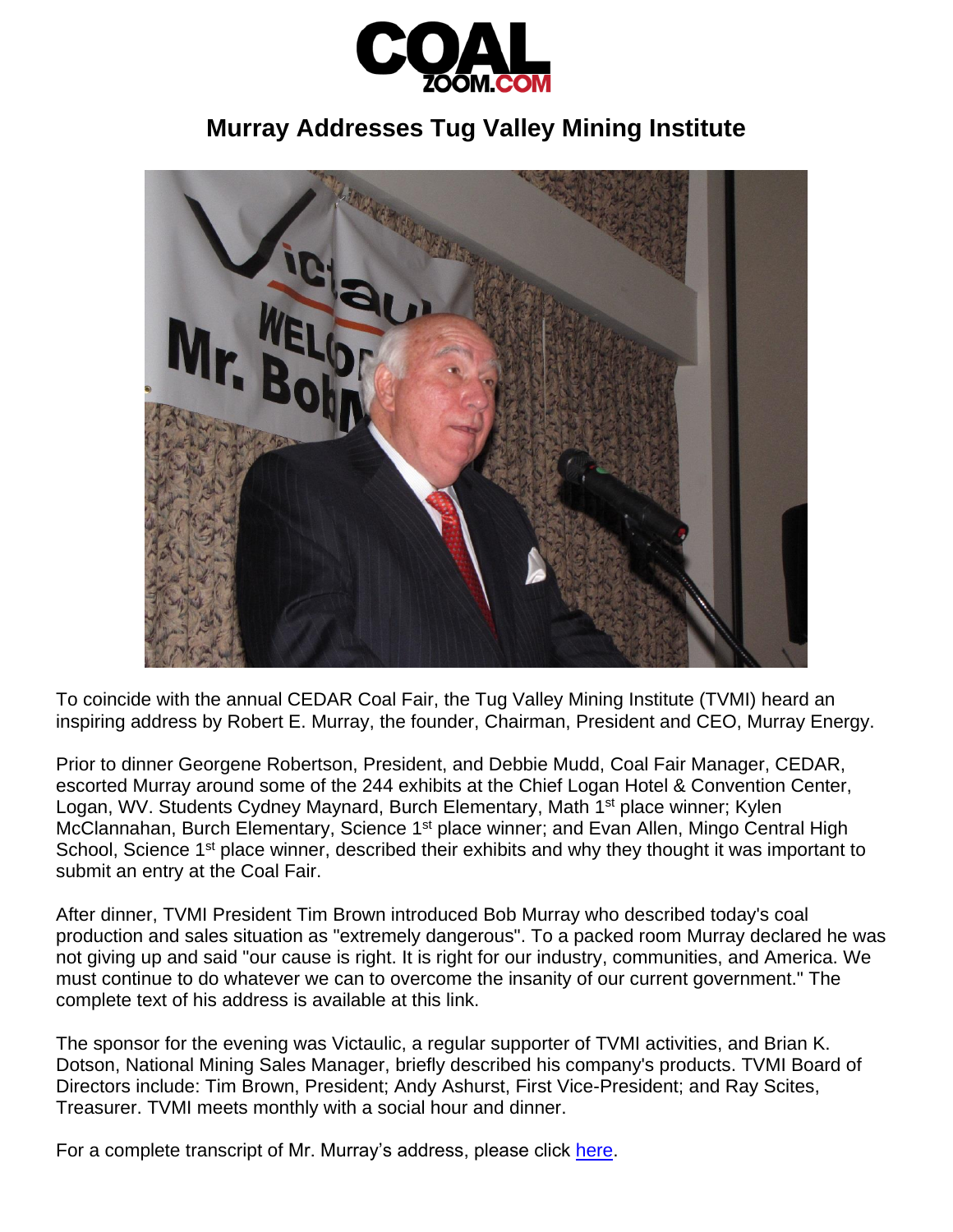# Murray Addresses Tug Valley Mining Institute

To coincide with the annual CEDAR Coal Fair, the Tug Valley Mining Institute (TVMI) heard an inspiring address by Robert E. Murray, the founder, Chairman, President and CEO, Murray Energy.

Prior to dinner Georgene Robertson, President, and Debbie Mudd, Coal Fair Manager, CEDAR, escorted Murray around some of the 244 exhibits at the Chief Logan Hotel & Convention Center, Logan, WV. Students Cydney Maynard, Burch Elementary, Math 1st place winner; Kylen McClannahan, Burch Elementary, Science 1st place winner; and Evan Allen, Mingo Central High School, Science 1st place winner, described their exhibits and why they thought it was important to submit an entry at the Coal Fair.

After dinner, TVMI President Tim Brown introduced Bob Murray who described today's coal production and sales situation as "extremely dangerous". To a packed room Murray declared he was not giving up and said "our cause is right. It is right for our industry, communities, and America. We must continue to do whatever we can to overcome the insanity of our current government." The complete text of his address is available at this link.

The sponsor for the evening was Victaulic, a regular supporter of TVMI activities, and Brian K. Dotson, National Mining Sales Manager, briefly described his company's products. TVMI Board of Directors include: Tim Brown, President; Andy Ashurst, First Vice-President; and Ray Scites, Treasurer. TVMI meets monthly with a social hour and dinner.

For a complete transcript of Mr. Murray's address, please click here.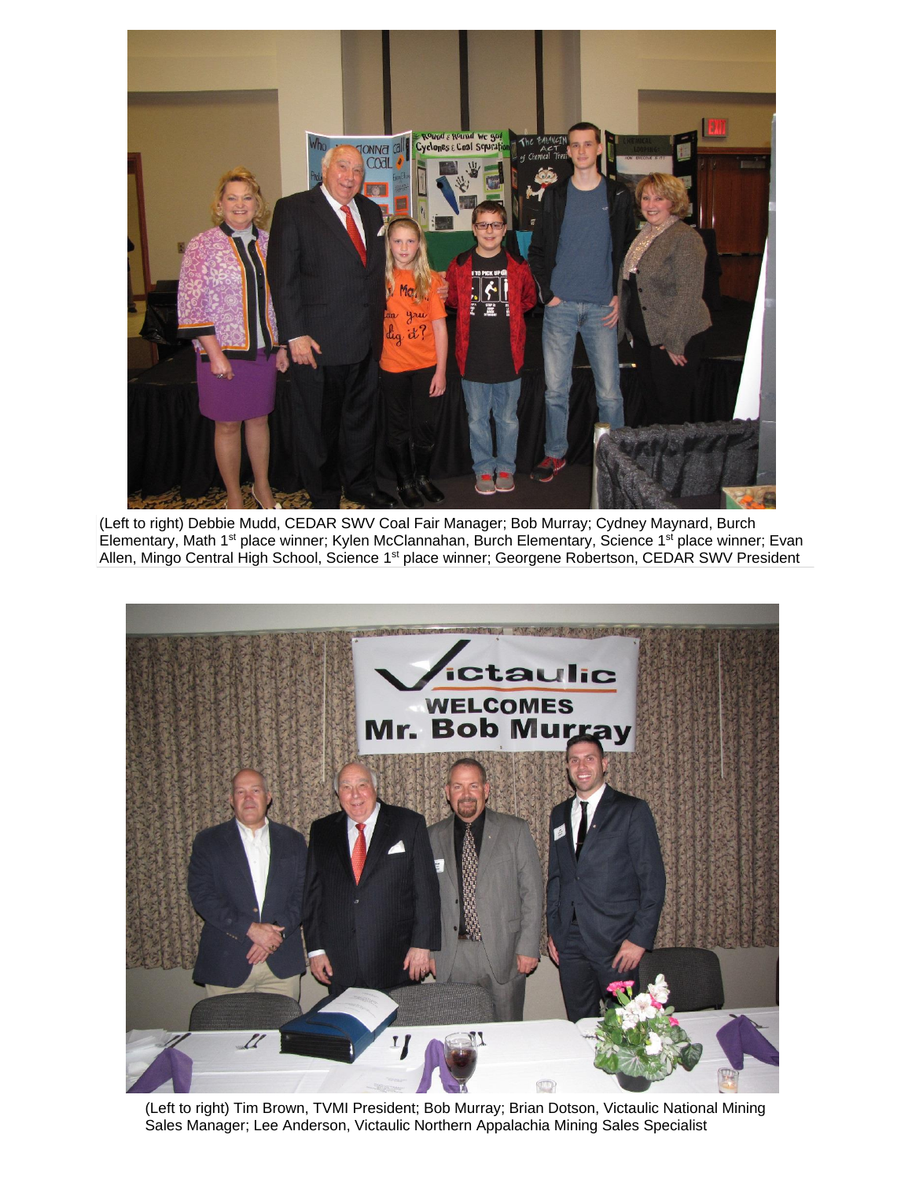(Left to right) Debbie Mudd, CEDAR SWV Coal Fair Manager; Bob Murray; Cydney Maynard, Burch Elementary, Math 1st place winner; Kylen McClannahan, Burch Elementary, Science 1st place winner; Evan Allen, Mingo Central High School, Science 1st place winner; Georgene Robertson, CEDAR SWV President

(Left to right) Tim Brown, TVMI President; Bob Murray; Brian Dotson, Victaulic National Mining Sales Manager; Lee Anderson, Victaulic Northern Appalachia Mining Sales Specialist